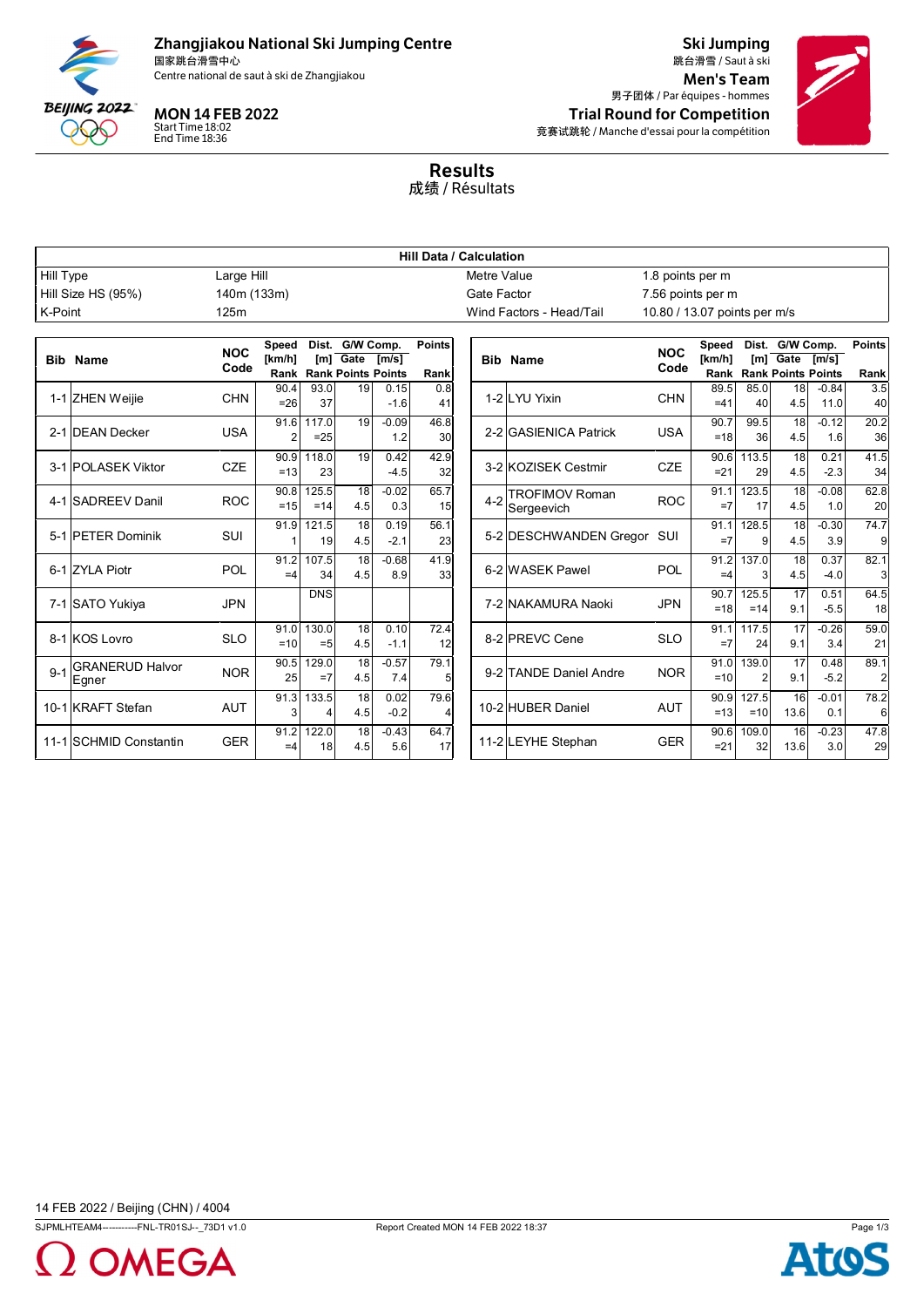# Zhangjiakou National Ski Jumping Centre

国家跳台滑雪中心

Centre national de saut à ski de Zhangjiakou

**MON 14 FEB 2022**

Start Time 18:02

End Time 18:36

## Ski Jumping

跳台滑雪 / Saut à ski

## Men's Team

男子团体 / Par équipes - hommes

## Trial Round for Competition

竞赛试跳轮 / Manche d'essai pour la compétition

# Results

成绩 / Résultats

| Hill Data / Calculation | | | |
|---|---|---|---|
| Hill Type | Large Hill | Metre Value | 1.8 points per m |
| Hill Size HS (95%) | 140m (133m) | Gate Factor | 7.56 points per m |
| K-Point | 125m | Wind Factors - Head/Tail | 10.80 / 13.07 points per m/s |

| Bib | Name | NOC Code | Speed [km/h] Rank | Dist. [m] Rank | Gate Points | G/W Comp. [m/s] Points | Points Rank |
|---|---|---|---|---|---|---|---|
| 1-1 | ZHEN Weijie | CHN | 90.4 =26 | 93.0 37 | 19 | 0.15 -1.6 | 0.8 41 |
| 2-1 | DEAN Decker | USA | 91.6 2 | 117.0 =25 | 19 | -0.09 1.2 | 46.8 30 |
| 3-1 | POLASEK Viktor | CZE | 90.9 =13 | 118.0 23 | 19 | 0.42 -4.5 | 42.9 32 |
| 4-1 | SADREEV Danil | ROC | 90.8 =15 | 125.5 =14 | 18 4.5 | -0.02 0.3 | 65.7 15 |
| 5-1 | PETER Dominik | SUI | 91.9 1 | 121.5 19 | 18 4.5 | 0.19 -2.1 | 56.1 23 |
| 6-1 | ZYLA Piotr | POL | 91.2 =4 | 107.5 34 | 18 4.5 | -0.68 8.9 | 41.9 33 |
| 7-1 | SATO Yukiya | JPN | | DNS | | | |
| 8-1 | KOS Lovro | SLO | 91.0 =10 | 130.0 =5 | 18 4.5 | 0.10 -1.1 | 72.4 12 |
| 9-1 | GRANERUD Halvor Egner | NOR | 90.5 25 | 129.0 =7 | 18 4.5 | -0.57 7.4 | 79.1 5 |
| 10-1 | KRAFT Stefan | AUT | 91.3 3 | 133.5 4 | 18 4.5 | 0.02 -0.2 | 79.6 4 |
| 11-1 | SCHMID Constantin | GER | 91.2 =4 | 122.0 18 | 18 4.5 | -0.43 5.6 | 64.7 17 |
| 1-2 | LYU Yixin | CHN | 89.5 =41 | 85.0 40 | 18 4.5 | -0.84 11.0 | 3.5 40 |
| 2-2 | GASIENICA Patrick | USA | 90.7 =18 | 99.5 36 | 18 4.5 | -0.12 1.6 | 20.2 36 |
| 3-2 | KOZISEK Cestmir | CZE | 90.6 =21 | 113.5 29 | 18 4.5 | 0.21 -2.3 | 41.5 34 |
| 4-2 | TROFIMOV Roman Sergeevich | ROC | 91.1 =7 | 123.5 17 | 18 4.5 | -0.08 1.0 | 62.8 20 |
| 5-2 | DESCHWANDEN Gregor | SUI | 91.1 =7 | 128.5 9 | 18 4.5 | -0.30 3.9 | 74.7 9 |
| 6-2 | WASEK Pawel | POL | 91.2 =4 | 137.0 3 | 18 4.5 | 0.37 -4.0 | 82.1 3 |
| 7-2 | NAKAMURA Naoki | JPN | 90.7 =18 | 125.5 =14 | 17 9.1 | 0.51 -5.5 | 64.5 18 |
| 8-2 | PREVC Cene | SLO | 91.1 =7 | 117.5 24 | 17 9.1 | -0.26 3.4 | 59.0 21 |
| 9-2 | TANDE Daniel Andre | NOR | 91.0 =10 | 139.0 2 | 17 9.1 | 0.48 -5.2 | 89.1 2 |
| 10-2 | HUBER Daniel | AUT | 90.9 =13 | 127.5 =10 | 16 13.6 | -0.01 0.1 | 78.2 6 |
| 11-2 | LEYHE Stephan | GER | 90.6 =21 | 109.0 32 | 16 13.6 | -0.23 3.0 | 47.8 29 |

14 FEB 2022 / Beijing (CHN) / 4004

SJPMLHTEAM4-----------FNL-TR01SJ--_73D1 v1.0 Report Created MON 14 FEB 2022 18:37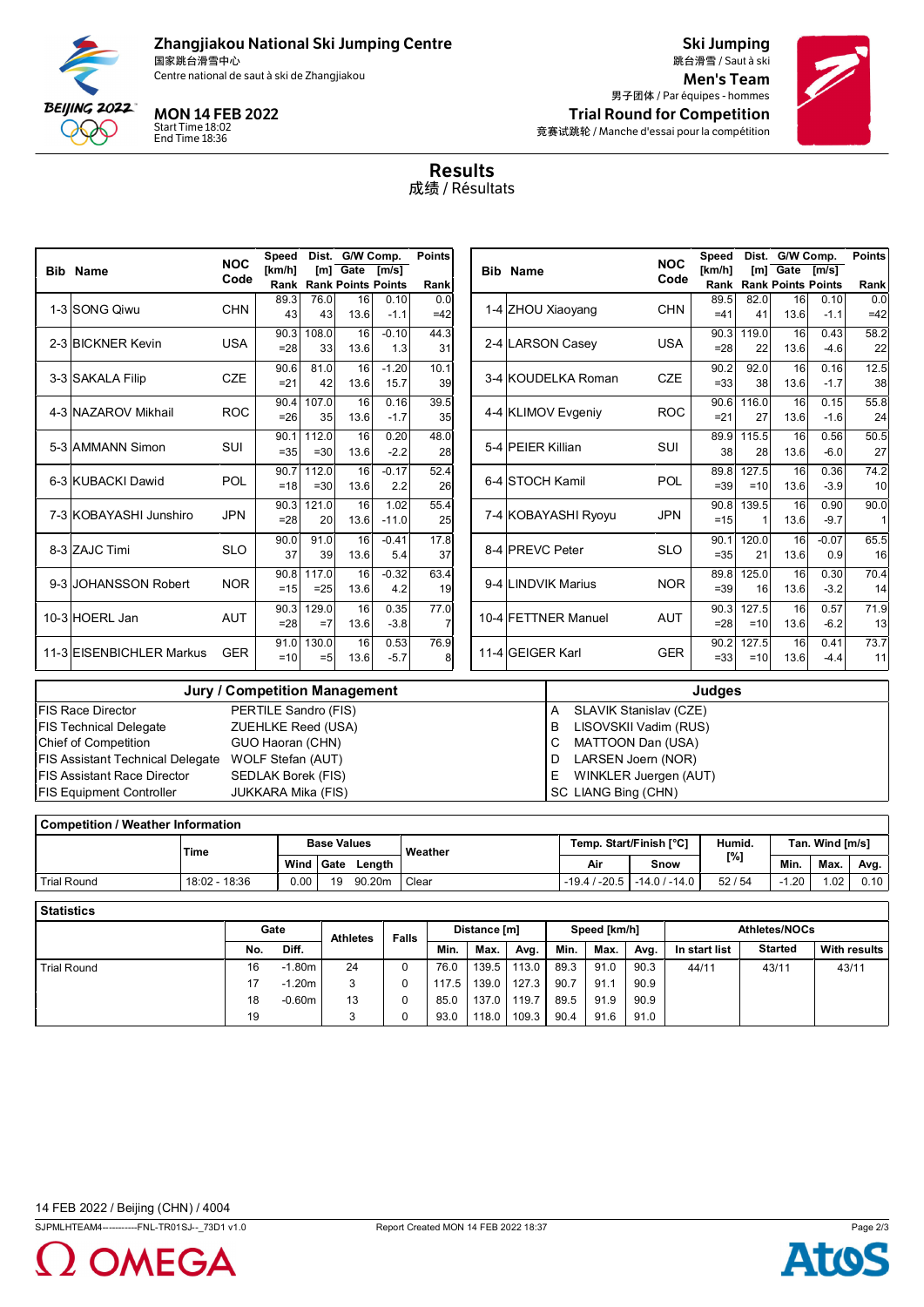# Zhangjiakou National Ski Jumping Centre

国家跳台滑雪中心
Centre national de saut à ski de Zhangjiakou

**MON 14 FEB 2022**
Start Time 18:02
End Time 18:36

## Ski Jumping

跳台滑雪 / Saut à ski

## Men's Team

男子团体 / Par équipes - hommes

## Trial Round for Competition

竞赛试跳轮 / Manche d'essai pour la compétition

# Results

成绩 / Résultats

| Bib | Name | NOC Code | Speed [km/h] Rank | Dist. [m] Rank | G/W Comp. Gate Points | [m/s] Points | Points Rank |
|---|---|---|---|---|---|---|---|
| 1-3 | SONG Qiwu | CHN | 89.3 / 43 | 76.0 / 43 | 16 / 13.6 | 0.10 / -1.1 | 0.0 / =42 |
| 2-3 | BICKNER Kevin | USA | 90.3 / =28 | 108.0 / 33 | 16 / 13.6 | -0.10 / 1.3 | 44.3 / 31 |
| 3-3 | SAKALA Filip | CZE | 90.6 / =21 | 81.0 / 42 | 16 / 13.6 | -1.20 / 15.7 | 10.1 / 39 |
| 4-3 | NAZAROV Mikhail | ROC | 90.4 / =26 | 107.0 / 35 | 16 / 13.6 | 0.16 / -1.7 | 39.5 / 35 |
| 5-3 | AMMANN Simon | SUI | 90.1 / =35 | 112.0 / =30 | 16 / 13.6 | 0.20 / -2.2 | 48.0 / 28 |
| 6-3 | KUBACKI Dawid | POL | 90.7 / =18 | 112.0 / =30 | 16 / 13.6 | -0.17 / 2.2 | 52.4 / 26 |
| 7-3 | KOBAYASHI Junshiro | JPN | 90.3 / =28 | 121.0 / 20 | 16 / 13.6 | 1.02 / -11.0 | 55.4 / 25 |
| 8-3 | ZAJC Timi | SLO | 90.0 / 37 | 91.0 / 39 | 16 / 13.6 | -0.41 / 5.4 | 17.8 / 37 |
| 9-3 | JOHANSSON Robert | NOR | 90.8 / =15 | 117.0 / =25 | 16 / 13.6 | -0.32 / 4.2 | 63.4 / 19 |
| 10-3 | HOERL Jan | AUT | 90.3 / =28 | 129.0 / =7 | 16 / 13.6 | 0.35 / -3.8 | 77.0 / 7 |
| 11-3 | EISENBICHLER Markus | GER | 91.0 / =10 | 130.0 / =5 | 16 / 13.6 | 0.53 / -5.7 | 76.9 / 8 |
| 1-4 | ZHOU Xiaoyang | CHN | 89.5 / =41 | 82.0 / 41 | 16 / 13.6 | 0.10 / -1.1 | 0.0 / =42 |
| 2-4 | LARSON Casey | USA | 90.3 / =28 | 119.0 / 22 | 16 / 13.6 | 0.43 / -4.6 | 58.2 / 22 |
| 3-4 | KOUDELKA Roman | CZE | 90.2 / =33 | 92.0 / 38 | 16 / 13.6 | 0.16 / -1.7 | 12.5 / 38 |
| 4-4 | KLIMOV Evgeniy | ROC | 90.6 / =21 | 116.0 / 27 | 16 / 13.6 | 0.15 / -1.6 | 55.8 / 24 |
| 5-4 | PEIER Killian | SUI | 89.9 / 38 | 115.5 / 28 | 16 / 13.6 | 0.56 / -6.0 | 50.5 / 27 |
| 6-4 | STOCH Kamil | POL | 89.8 / =39 | 127.5 / =10 | 16 / 13.6 | 0.36 / -3.9 | 74.2 / 10 |
| 7-4 | KOBAYASHI Ryoyu | JPN | 90.8 / =15 | 139.5 / 1 | 16 / 13.6 | 0.90 / -9.7 | 90.0 / 1 |
| 8-4 | PREVC Peter | SLO | 90.1 / =35 | 120.0 / 21 | 16 / 13.6 | -0.07 / 0.9 | 65.5 / 16 |
| 9-4 | LINDVIK Marius | NOR | 89.8 / =39 | 125.0 / 16 | 16 / 13.6 | 0.30 / -3.2 | 70.4 / 14 |
| 10-4 | FETTNER Manuel | AUT | 90.3 / =28 | 127.5 / =10 | 16 / 13.6 | 0.57 / -6.2 | 71.9 / 13 |
| 11-4 | GEIGER Karl | GER | 90.2 / =33 | 127.5 / =10 | 16 / 13.6 | 0.41 / -4.4 | 73.7 / 11 |

| Jury / Competition Management | | Judges | |
|---|---|---|---|
| FIS Race Director | PERTILE Sandro (FIS) | A | SLAVIK Stanislav (CZE) |
| FIS Technical Delegate | ZUEHLKE Reed (USA) | B | LISOVSKII Vadim (RUS) |
| Chief of Competition | GUO Haoran (CHN) | C | MATTOON Dan (USA) |
| FIS Assistant Technical Delegate | WOLF Stefan (AUT) | D | LARSEN Joern (NOR) |
| FIS Assistant Race Director | SEDLAK Borek (FIS) | E | WINKLER Juergen (AUT) |
| FIS Equipment Controller | JUKKARA Mika (FIS) | SC | LIANG Bing (CHN) |

**Competition / Weather Information**

| | Time | Base Values | | | Weather | Temp. Start/Finish [°C] | | Humid. [%] | Tan. Wind [m/s] | | |
|---|---|---|---|---|---|---|---|---|---|---|---|
| | | Wind | Gate | Length | | Air | Snow | | Min. | Max. | Avg. |
| Trial Round | 18:02 - 18:36 | 0.00 | 19 | 90.20m | Clear | -19.4 / -20.5 | -14.0 / -14.0 | 52 / 54 | -1.20 | 1.02 | 0.10 |

**Statistics**

| | Gate | | Athletes | Falls | Distance [m] | | | Speed [km/h] | | | Athletes/NOCs | | |
|---|---|---|---|---|---|---|---|---|---|---|---|---|---|
| | No. | Diff. | | | Min. | Max. | Avg. | Min. | Max. | Avg. | In start list | Started | With results |
| Trial Round | 16 | -1.80m | 24 | 0 | 76.0 | 139.5 | 113.0 | 89.3 | 91.0 | 90.3 | 44/11 | 43/11 | 43/11 |
| | 17 | -1.20m | 3 | 0 | 117.5 | 139.0 | 127.3 | 90.7 | 91.1 | 90.9 | | | |
| | 18 | -0.60m | 13 | 0 | 85.0 | 137.0 | 119.7 | 89.5 | 91.9 | 90.9 | | | |
| | 19 | | 3 | 0 | 93.0 | 118.0 | 109.3 | 90.4 | 91.6 | 91.0 | | | |

14 FEB 2022 / Beijing (CHN) / 4004

SJPMLHTEAM4-----------FNL-TR01SJ--_73D1 v1.0 Report Created MON 14 FEB 2022 18:37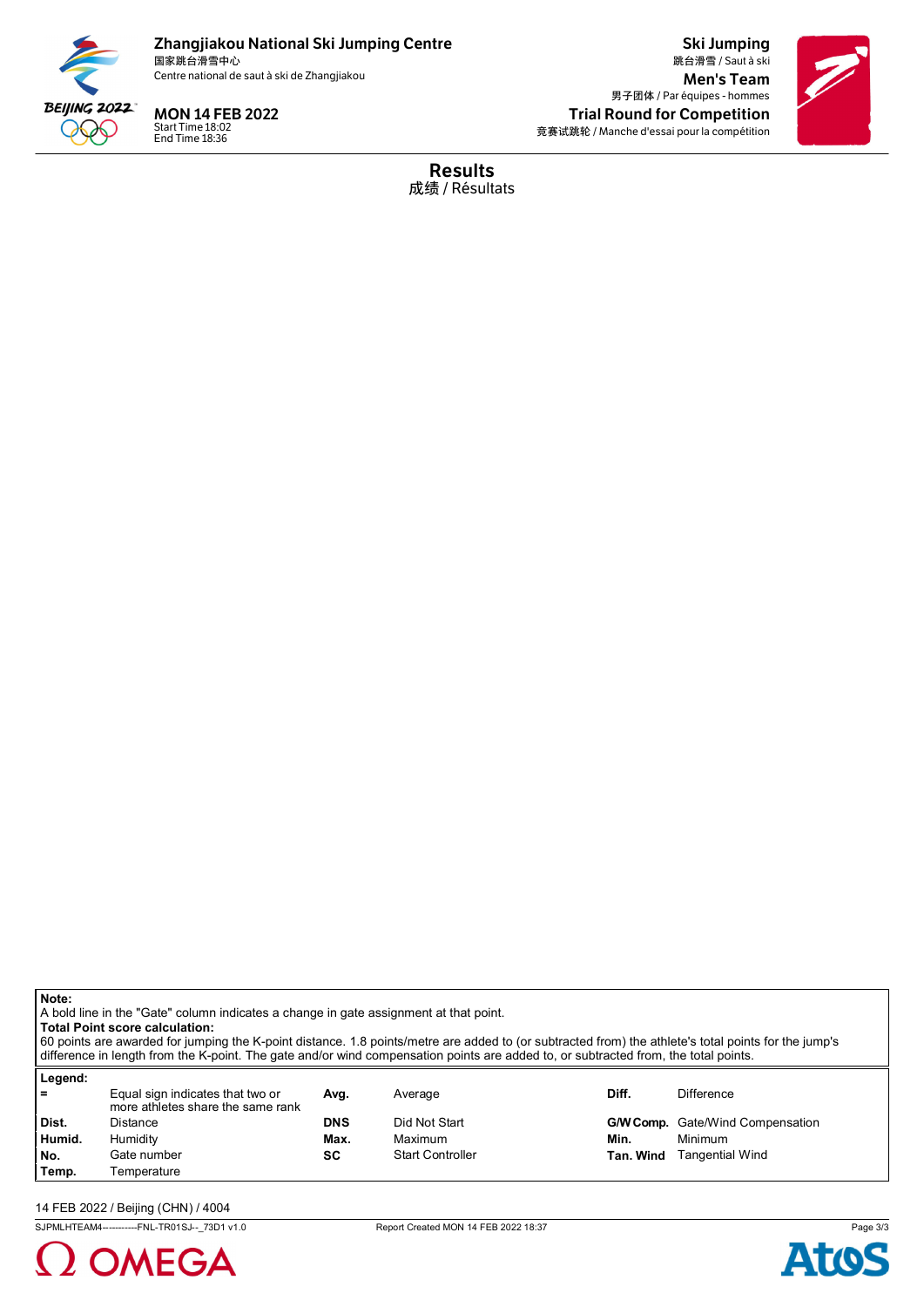Zhangjiakou National Ski Jumping Centre
国家跳台滑雪中心
Centre national de saut à ski de Zhangjiakou

MON 14 FEB 2022
Start Time 18:02
End Time 18:36

Ski Jumping
跳台滑雪 / Saut à ski
Men's Team
男子团体 / Par équipes - hommes
Trial Round for Competition
竞赛试跳轮 / Manche d'essai pour la compétition

## Results
成绩 / Résultats

**Note:**
A bold line in the "Gate" column indicates a change in gate assignment at that point.
**Total Point score calculation:**
60 points are awarded for jumping the K-point distance. 1.8 points/metre are added to (or subtracted from) the athlete's total points for the jump's difference in length from the K-point. The gate and/or wind compensation points are added to, or subtracted from, the total points.

**Legend:**

| | | | | | |
|---|---|---|---|---|---|
| **=** | Equal sign indicates that two or more athletes share the same rank | **Avg.** | Average | **Diff.** | Difference |
| **Dist.** | Distance | **DNS** | Did Not Start | **G/W Comp.** | Gate/Wind Compensation |
| **Humid.** | Humidity | **Max.** | Maximum | **Min.** | Minimum |
| **No.** | Gate number | **SC** | Start Controller | **Tan. Wind** | Tangential Wind |
| **Temp.** | Temperature | | | | |

14 FEB 2022 / Beijing (CHN) / 4004

SJPMLHTEAM4-----------FNL-TR01SJ--_73D1 v1.0 Report Created MON 14 FEB 2022 18:37